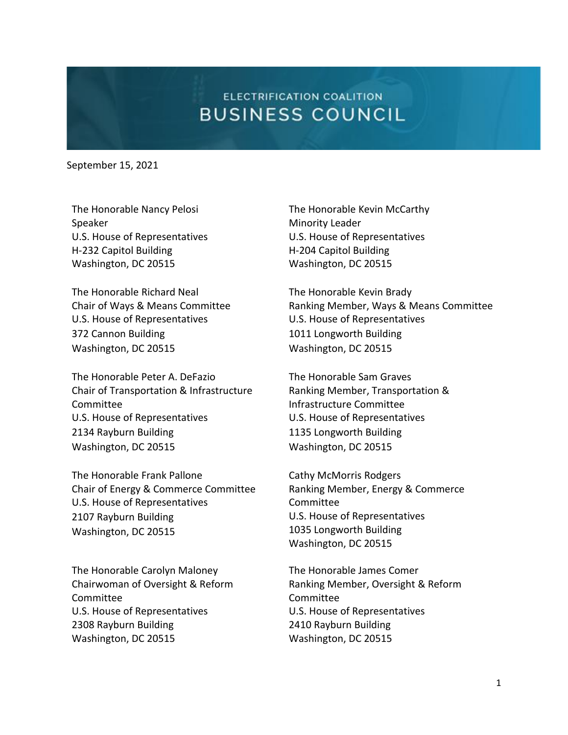# ELECTRIFICATION COALITION
# BUSINESS COUNCIL

September 15, 2021

The Honorable Nancy Pelosi
Speaker
U.S. House of Representatives
H-232 Capitol Building
Washington, DC 20515

The Honorable Kevin McCarthy
Minority Leader
U.S. House of Representatives
H-204 Capitol Building
Washington, DC 20515

The Honorable Richard Neal
Chair of Ways & Means Committee
U.S. House of Representatives
372 Cannon Building
Washington, DC 20515

The Honorable Kevin Brady
Ranking Member, Ways & Means Committee
U.S. House of Representatives
1011 Longworth Building
Washington, DC 20515

The Honorable Peter A. DeFazio
Chair of Transportation & Infrastructure Committee
U.S. House of Representatives
2134 Rayburn Building
Washington, DC 20515

The Honorable Sam Graves
Ranking Member, Transportation & Infrastructure Committee
U.S. House of Representatives
1135 Longworth Building
Washington, DC 20515

The Honorable Frank Pallone
Chair of Energy & Commerce Committee
U.S. House of Representatives
2107 Rayburn Building
Washington, DC 20515

Cathy McMorris Rodgers
Ranking Member, Energy & Commerce Committee
U.S. House of Representatives
1035 Longworth Building
Washington, DC 20515

The Honorable Carolyn Maloney
Chairwoman of Oversight & Reform Committee
U.S. House of Representatives
2308 Rayburn Building
Washington, DC 20515

The Honorable James Comer
Ranking Member, Oversight & Reform Committee
U.S. House of Representatives
2410 Rayburn Building
Washington, DC 20515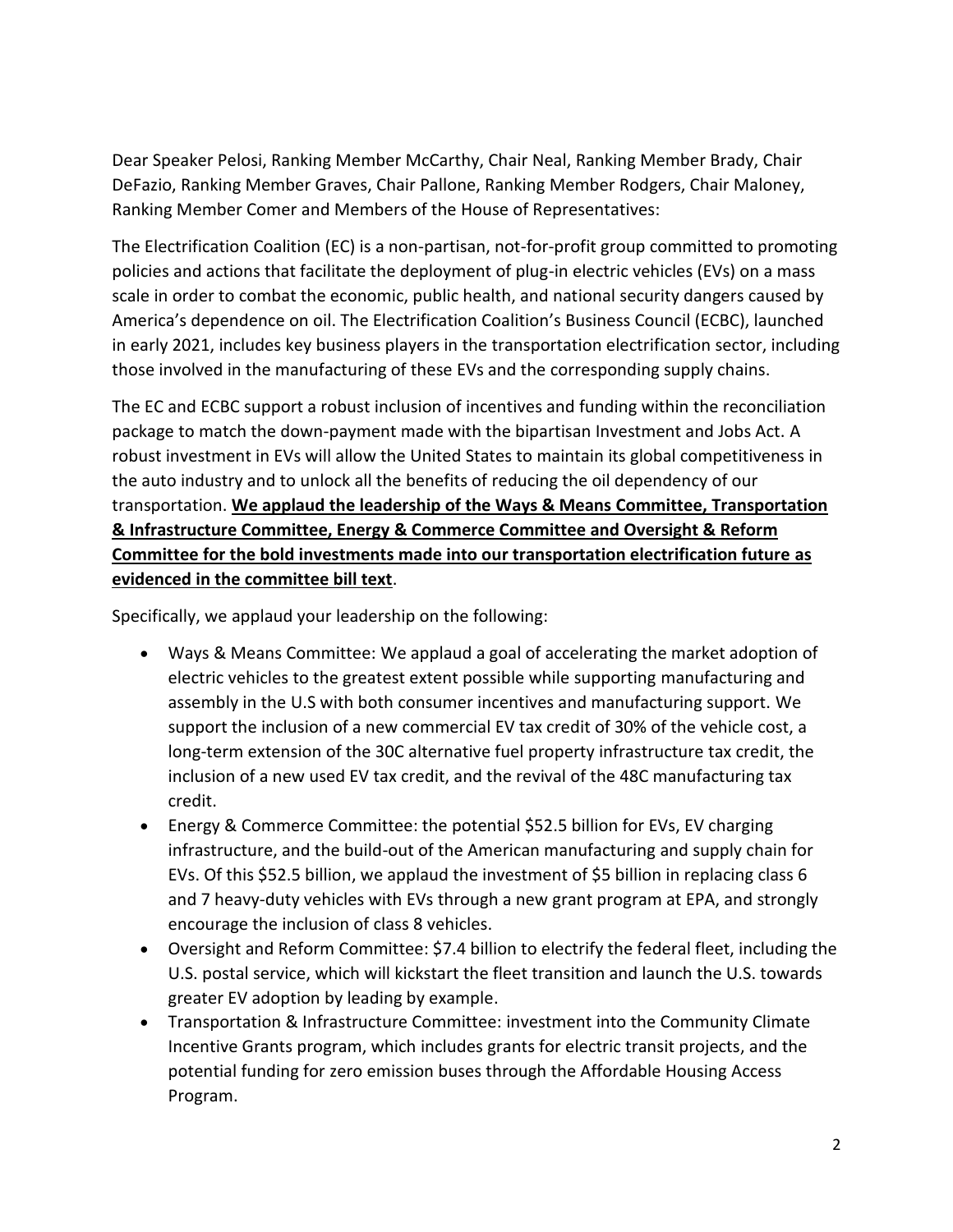Dear Speaker Pelosi, Ranking Member McCarthy, Chair Neal, Ranking Member Brady, Chair DeFazio, Ranking Member Graves, Chair Pallone, Ranking Member Rodgers, Chair Maloney, Ranking Member Comer and Members of the House of Representatives:

The Electrification Coalition (EC) is a non-partisan, not-for-profit group committed to promoting policies and actions that facilitate the deployment of plug-in electric vehicles (EVs) on a mass scale in order to combat the economic, public health, and national security dangers caused by America's dependence on oil. The Electrification Coalition's Business Council (ECBC), launched in early 2021, includes key business players in the transportation electrification sector, including those involved in the manufacturing of these EVs and the corresponding supply chains.

The EC and ECBC support a robust inclusion of incentives and funding within the reconciliation package to match the down-payment made with the bipartisan Investment and Jobs Act. A robust investment in EVs will allow the United States to maintain its global competitiveness in the auto industry and to unlock all the benefits of reducing the oil dependency of our transportation. **We applaud the leadership of the Ways & Means Committee, Transportation & Infrastructure Committee, Energy & Commerce Committee and Oversight & Reform Committee for the bold investments made into our transportation electrification future as evidenced in the committee bill text**.

Specifically, we applaud your leadership on the following:

- Ways & Means Committee: We applaud a goal of accelerating the market adoption of electric vehicles to the greatest extent possible while supporting manufacturing and assembly in the U.S with both consumer incentives and manufacturing support. We support the inclusion of a new commercial EV tax credit of 30% of the vehicle cost, a long-term extension of the 30C alternative fuel property infrastructure tax credit, the inclusion of a new used EV tax credit, and the revival of the 48C manufacturing tax credit.
- Energy & Commerce Committee: the potential $52.5 billion for EVs, EV charging infrastructure, and the build-out of the American manufacturing and supply chain for EVs. Of this $52.5 billion, we applaud the investment of $5 billion in replacing class 6 and 7 heavy-duty vehicles with EVs through a new grant program at EPA, and strongly encourage the inclusion of class 8 vehicles.
- Oversight and Reform Committee: $7.4 billion to electrify the federal fleet, including the U.S. postal service, which will kickstart the fleet transition and launch the U.S. towards greater EV adoption by leading by example.
- Transportation & Infrastructure Committee: investment into the Community Climate Incentive Grants program, which includes grants for electric transit projects, and the potential funding for zero emission buses through the Affordable Housing Access Program.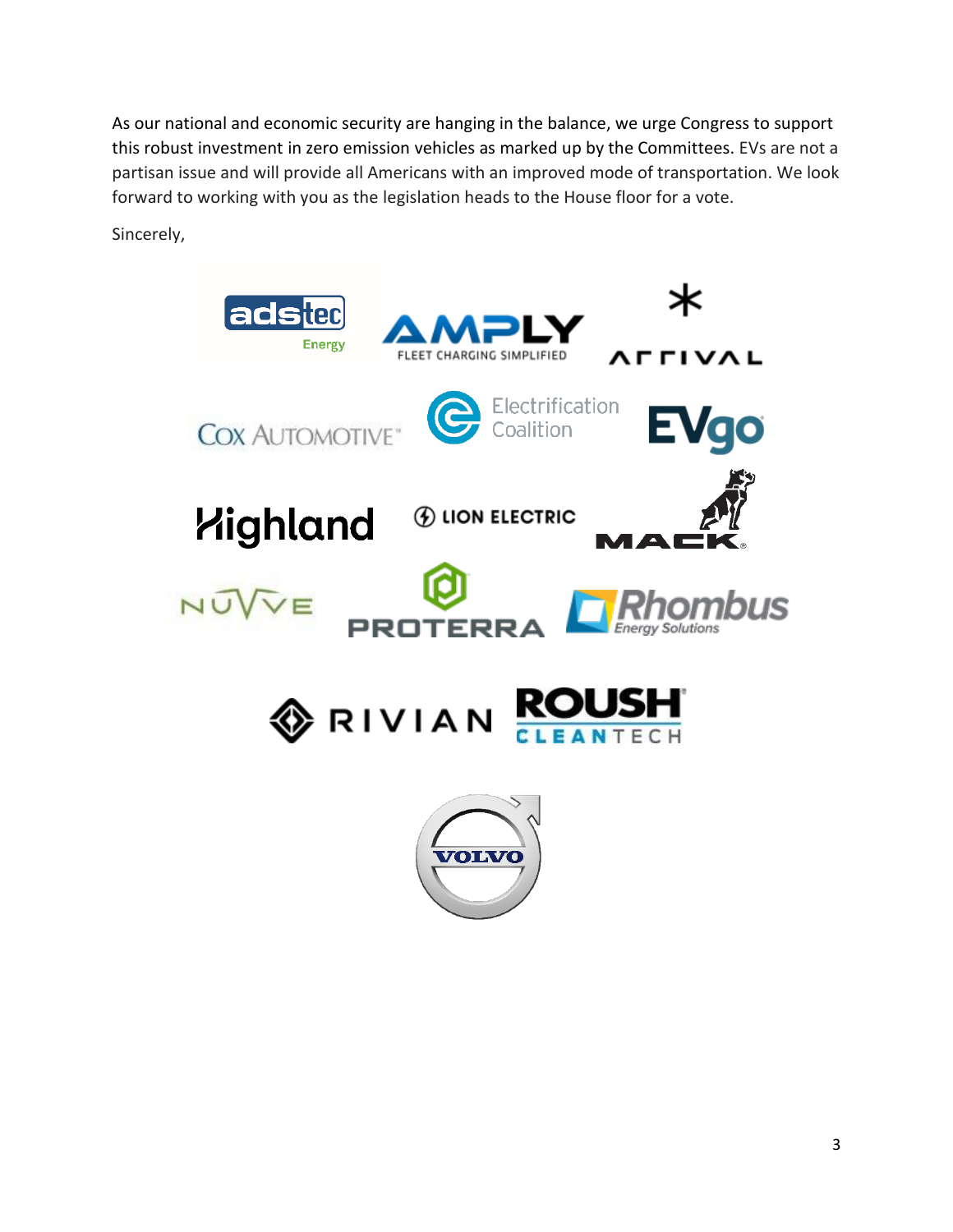As our national and economic security are hanging in the balance, we urge Congress to support this robust investment in zero emission vehicles as marked up by the Committees. EVs are not a partisan issue and will provide all Americans with an improved mode of transportation. We look forward to working with you as the legislation heads to the House floor for a vote.

Sincerely,

adstec Energy

AMPLY FLEET CHARGING SIMPLIFIED

ARRIVAL

COX AUTOMOTIVE

Electrification Coalition

EVgo

Highland

LION ELECTRIC

MACK

NUVVE

PROTERRA

Rhombus Energy Solutions

RIVIAN

ROUSH CLEANTECH

VOLVO